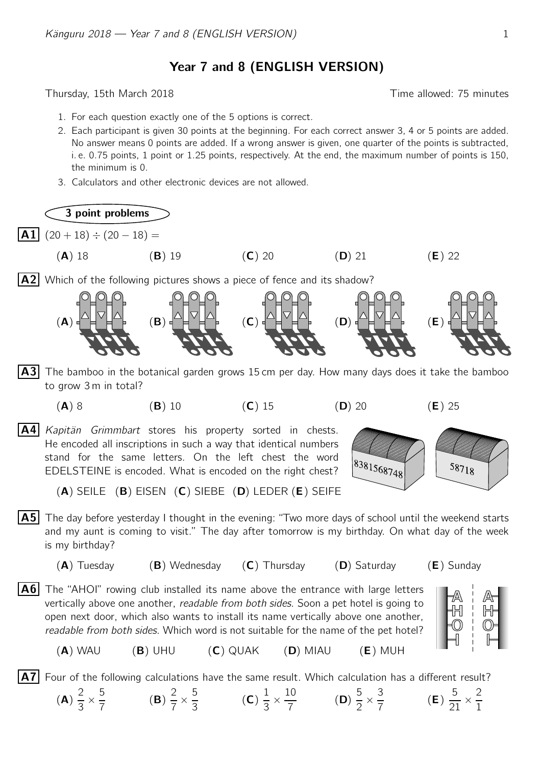# Year 7 and 8 (ENGLISH VERSION)

Thursday, 15th March 2018 — Time allowed: 75 minutes

1. For each question exactly one of the 5 options is correct.
2. Each participant is given 30 points at the beginning. For each correct answer 3, 4 or 5 points are added. No answer means 0 points are added. If a wrong answer is given, one quarter of the points is subtracted, i. e. 0.75 points, 1 point or 1.25 points, respectively. At the end, the maximum number of points is 150, the minimum is 0.
3. Calculators and other electronic devices are not allowed.

## 3 point problems

**A1** $(20 + 18) \div (20 - 18) =$

(**A**) 18 (**B**) 19 (**C**) 20 (**D**) 21 (**E**) 22

**A2** Which of the following pictures shows a piece of fence and its shadow?

(**A**) (**B**) (**C**) (**D**) (**E**)

**A3** The bamboo in the botanical garden grows 15 cm per day. How many days does it take the bamboo to grow 3 m in total?

(**A**) 8 (**B**) 10 (**C**) 15 (**D**) 20 (**E**) 25

**A4** *Kapitän Grimmbart* stores his property sorted in chests. He encoded all inscriptions in such a way that identical numbers stand for the same letters. On the left chest the word EDELSTEINE is encoded. What is encoded on the right chest?

8381568748 — 58718

(**A**) SEILE (**B**) EISEN (**C**) SIEBE (**D**) LEDER (**E**) SEIFE

**A5** The day before yesterday I thought in the evening: "Two more days of school until the weekend starts and my aunt is coming to visit." The day after tomorrow is my birthday. On what day of the week is my birthday?

(**A**) Tuesday (**B**) Wednesday (**C**) Thursday (**D**) Saturday (**E**) Sunday

**A6** The "AHOI" rowing club installed its name above the entrance with large letters vertically above one another, *readable from both sides*. Soon a pet hotel is going to open next door, which also wants to install its name vertically above one another, *readable from both sides*. Which word is not suitable for the name of the pet hotel?

(**A**) WAU (**B**) UHU (**C**) QUAK (**D**) MIAU (**E**) MUH

**A7** Four of the following calculations have the same result. Which calculation has a different result?

(**A**) $\frac{2}{3} \times \frac{5}{7}$ (**B**) $\frac{2}{7} \times \frac{5}{3}$ (**C**) $\frac{1}{3} \times \frac{10}{7}$ (**D**) $\frac{5}{2} \times \frac{3}{7}$ (**E**) $\frac{5}{21} \times \frac{2}{1}$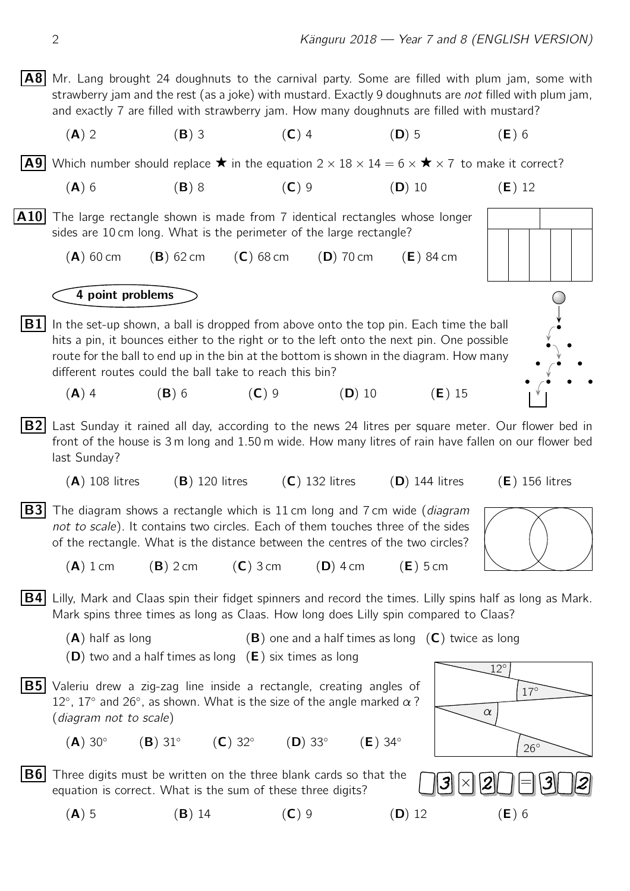**A8** Mr. Lang brought 24 doughnuts to the carnival party. Some are filled with plum jam, some with strawberry jam and the rest (as a joke) with mustard. Exactly 9 doughnuts are *not* filled with plum jam, and exactly 7 are filled with strawberry jam. How many doughnuts are filled with mustard?

(**A**) 2 (**B**) 3 (**C**) 4 (**D**) 5 (**E**) 6

**A9** Which number should replace ★ in the equation $2 \times 18 \times 14 = 6 \times ★ \times 7$ to make it correct?

(**A**) 6 (**B**) 8 (**C**) 9 (**D**) 10 (**E**) 12

**A10** The large rectangle shown is made from 7 identical rectangles whose longer sides are 10 cm long. What is the perimeter of the large rectangle?

(**A**) 60 cm (**B**) 62 cm (**C**) 68 cm (**D**) 70 cm (**E**) 84 cm

## 4 point problems

**B1** In the set-up shown, a ball is dropped from above onto the top pin. Each time the ball hits a pin, it bounces either to the right or to the left onto the next pin. One possible route for the ball to end up in the bin at the bottom is shown in the diagram. How many different routes could the ball take to reach this bin?

(**A**) 4 (**B**) 6 (**C**) 9 (**D**) 10 (**E**) 15

**B2** Last Sunday it rained all day, according to the news 24 litres per square meter. Our flower bed in front of the house is 3 m long and 1.50 m wide. How many litres of rain have fallen on our flower bed last Sunday?

(**A**) 108 litres (**B**) 120 litres (**C**) 132 litres (**D**) 144 litres (**E**) 156 litres

**B3** The diagram shows a rectangle which is 11 cm long and 7 cm wide (*diagram not to scale*). It contains two circles. Each of them touches three of the sides of the rectangle. What is the distance between the centres of the two circles?

(**A**) 1 cm (**B**) 2 cm (**C**) 3 cm (**D**) 4 cm (**E**) 5 cm

**B4** Lilly, Mark and Claas spin their fidget spinners and record the times. Lilly spins half as long as Mark. Mark spins three times as long as Claas. How long does Lilly spin compared to Claas?

(**A**) half as long (**B**) one and a half times as long (**C**) twice as long
(**D**) two and a half times as long (**E**) six times as long

**B5** Valeriu drew a zig-zag line inside a rectangle, creating angles of $12^\circ$, $17^\circ$ and $26^\circ$, as shown. What is the size of the angle marked $\alpha$? (*diagram not to scale*)

(**A**) $30^\circ$ (**B**) $31^\circ$ (**C**) $32^\circ$ (**D**) $33^\circ$ (**E**) $34^\circ$

**B6** Three digits must be written on the three blank cards so that the equation is correct. What is the sum of these three digits?

$\square 3 \times 2 \square = 3 \square 2$

(**A**) 5 (**B**) 14 (**C**) 9 (**D**) 12 (**E**) 6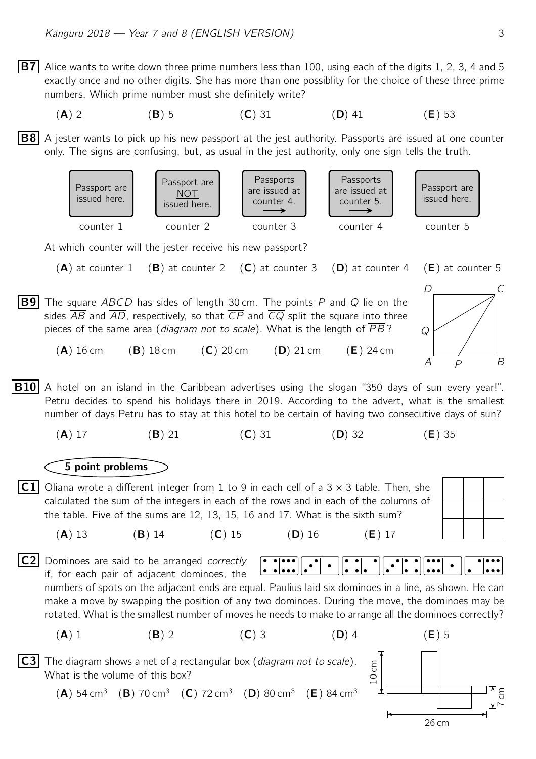**B7** Alice wants to write down three prime numbers less than 100, using each of the digits 1, 2, 3, 4 and 5 exactly once and no other digits. She has more than one possiblity for the choice of these three prime numbers. Which prime number must she definitely write?

(**A**) 2 (**B**) 5 (**C**) 31 (**D**) 41 (**E**) 53

**B8** A jester wants to pick up his new passport at the jest authority. Passports are issued at one counter only. The signs are confusing, but, as usual in the jest authority, only one sign tells the truth.

| counter 1 | counter 2 | counter 3 | counter 4 | counter 5 |
|---|---|---|---|---|
| Passport are issued here. | Passport are NOT issued here. | Passports are issued at counter 4. → | Passports are issued at counter 5. → | Passport are issued here. |

At which counter will the jester receive his new passport?

(**A**) at counter 1 (**B**) at counter 2 (**C**) at counter 3 (**D**) at counter 4 (**E**) at counter 5

**B9** The square $ABCD$ has sides of length 30 cm. The points $P$ and $Q$ lie on the sides $\overline{AB}$ and $\overline{AD}$, respectively, so that $\overline{CP}$ and $\overline{CQ}$ split the square into three pieces of the same area (*diagram not to scale*). What is the length of $\overline{PB}$?

(**A**) 16 cm (**B**) 18 cm (**C**) 20 cm (**D**) 21 cm (**E**) 24 cm

**B10** A hotel on an island in the Caribbean advertises using the slogan "350 days of sun every year!". Petru decides to spend his holidays there in 2019. According to the advert, what is the smallest number of days Petru has to stay at this hotel to be certain of having two consecutive days of sun?

(**A**) 17 (**B**) 21 (**C**) 31 (**D**) 32 (**E**) 35

## 5 point problems

**C1** Oliana wrote a different integer from 1 to 9 in each cell of a $3 \times 3$ table. Then, she calculated the sum of the integers in each of the rows and in each of the columns of the table. Five of the sums are 12, 13, 15, 16 and 17. What is the sixth sum?

(**A**) 13 (**B**) 14 (**C**) 15 (**D**) 16 (**E**) 17

**C2** Dominoes are said to be arranged *correctly* if, for each pair of adjacent dominoes, the numbers of spots on the adjacent ends are equal. Paulius laid six dominoes in a line, as shown. He can make a move by swapping the position of any two dominoes. During the move, the dominoes may be rotated. What is the smallest number of moves he needs to make to arrange all the dominoes correctly?

(**A**) 1 (**B**) 2 (**C**) 3 (**D**) 4 (**E**) 5

**C3** The diagram shows a net of a rectangular box (*diagram not to scale*). What is the volume of this box?

(**A**) 54 cm$^3$ (**B**) 70 cm$^3$ (**C**) 72 cm$^3$ (**D**) 80 cm$^3$ (**E**) 84 cm$^3$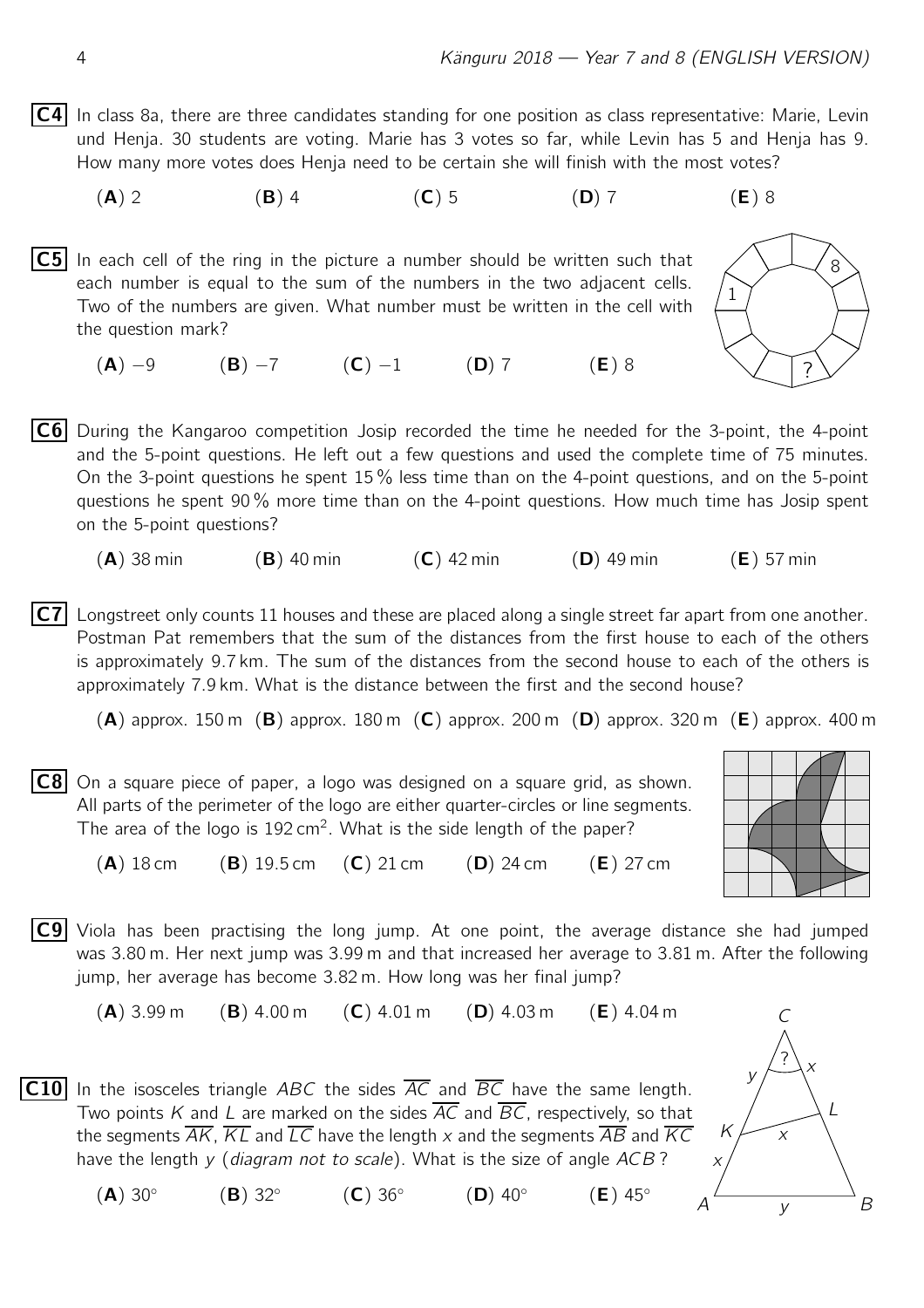**C4** In class 8a, there are three candidates standing for one position as class representative: Marie, Levin und Henja. 30 students are voting. Marie has 3 votes so far, while Levin has 5 and Henja has 9. How many more votes does Henja need to be certain she will finish with the most votes?

(**A**) 2 (**B**) 4 (**C**) 5 (**D**) 7 (**E**) 8

**C5** In each cell of the ring in the picture a number should be written such that each number is equal to the sum of the numbers in the two adjacent cells. Two of the numbers are given. What number must be written in the cell with the question mark?

(**A**) $-9$ (**B**) $-7$ (**C**) $-1$ (**D**) 7 (**E**) 8

**C6** During the Kangaroo competition Josip recorded the time he needed for the 3-point, the 4-point and the 5-point questions. He left out a few questions and used the complete time of 75 minutes. On the 3-point questions he spent 15 % less time than on the 4-point questions, and on the 5-point questions he spent 90 % more time than on the 4-point questions. How much time has Josip spent on the 5-point questions?

(**A**) 38 min (**B**) 40 min (**C**) 42 min (**D**) 49 min (**E**) 57 min

**C7** Longstreet only counts 11 houses and these are placed along a single street far apart from one another. Postman Pat remembers that the sum of the distances from the first house to each of the others is approximately 9.7 km. The sum of the distances from the second house to each of the others is approximately 7.9 km. What is the distance between the first and the second house?

(**A**) approx. 150 m (**B**) approx. 180 m (**C**) approx. 200 m (**D**) approx. 320 m (**E**) approx. 400 m

**C8** On a square piece of paper, a logo was designed on a square grid, as shown. All parts of the perimeter of the logo are either quarter-circles or line segments. The area of the logo is $192\,\text{cm}^2$. What is the side length of the paper?

(**A**) 18 cm (**B**) 19.5 cm (**C**) 21 cm (**D**) 24 cm (**E**) 27 cm

**C9** Viola has been practising the long jump. At one point, the average distance she had jumped was 3.80 m. Her next jump was 3.99 m and that increased her average to 3.81 m. After the following jump, her average has become 3.82 m. How long was her final jump?

(**A**) 3.99 m (**B**) 4.00 m (**C**) 4.01 m (**D**) 4.03 m (**E**) 4.04 m

**C10** In the isosceles triangle $ABC$ the sides $\overline{AC}$ and $\overline{BC}$ have the same length. Two points $K$ and $L$ are marked on the sides $\overline{AC}$ and $\overline{BC}$, respectively, so that the segments $\overline{AK}$, $\overline{KL}$ and $\overline{LC}$ have the length $x$ and the segments $\overline{AB}$ and $\overline{KC}$ have the length $y$ (*diagram not to scale*). What is the size of angle $ACB$?

(**A**) $30°$ (**B**) $32°$ (**C**) $36°$ (**D**) $40°$ (**E**) $45°$